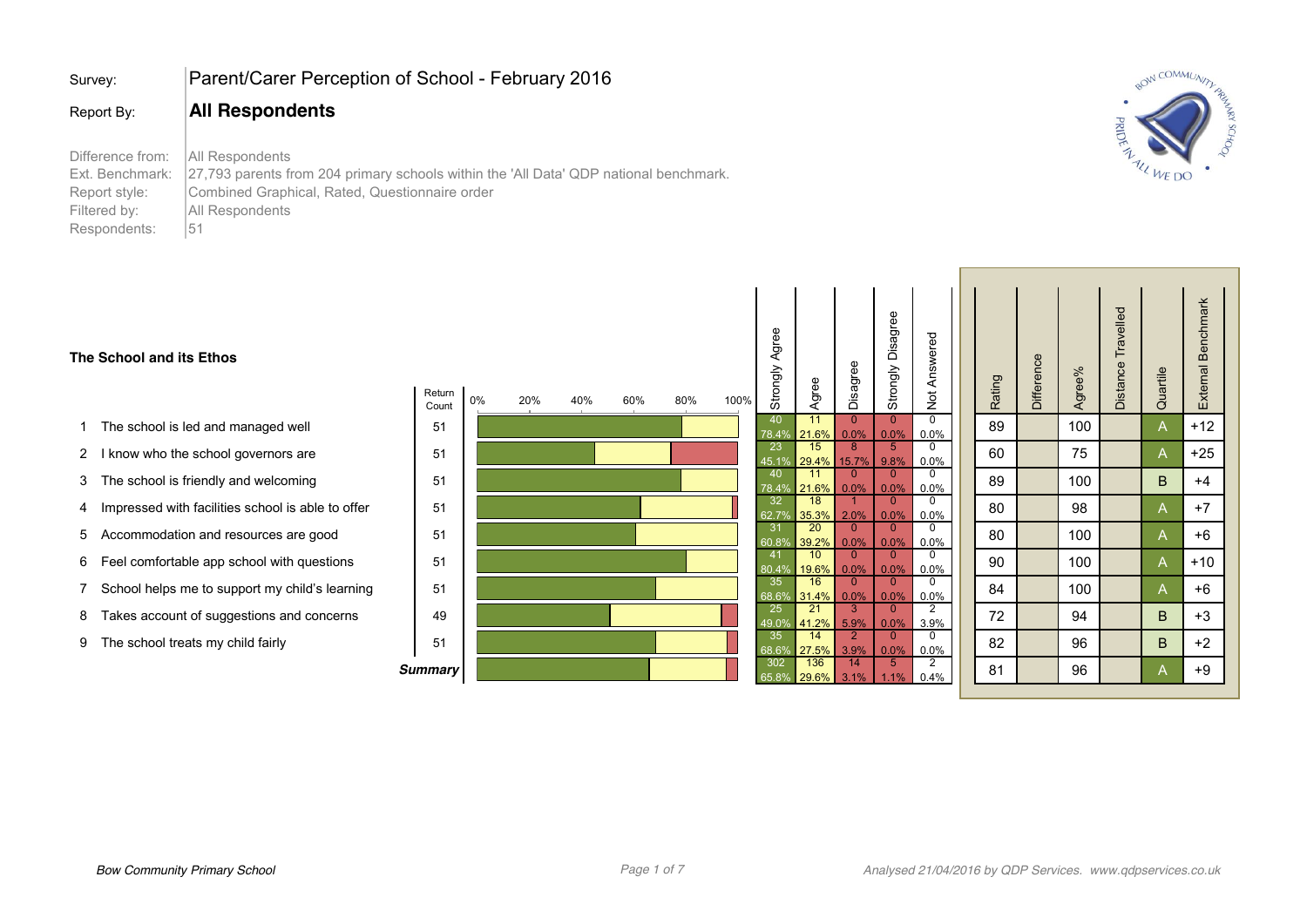| | |
|---|---|
| Survey: | Parent/Carer Perception of School - February 2016 |
| Report By: | **All Respondents** |
| Difference from: | All Respondents |
| Ext. Benchmark: | 27,793 parents from 204 primary schools within the 'All Data' QDP national benchmark. |
| Report style: | Combined Graphical, Rated, Questionnaire order |
| Filtered by: | All Respondents |
| Respondents: | 51 |

### The School and its Ethos

| | Question | Return Count | Strongly Agree | Agree | Disagree | Strongly Disagree | Not Answered | Rating | Difference | Agree% | Distance Travelled | Quartile | External Benchmark |
|---|---|---|---|---|---|---|---|---|---|---|---|---|---|
| 1 | The school is led and managed well | 51 | 40 (78.4%) | 11 (21.6%) | 0 (0.0%) | 0 (0.0%) | 0 (0.0%) | 89 | | 100 | | A | +12 |
| 2 | I know who the school governors are | 51 | 23 (45.1%) | 15 (29.4%) | 8 (15.7%) | 5 (9.8%) | 0 (0.0%) | 60 | | 75 | | A | +25 |
| 3 | The school is friendly and welcoming | 51 | 40 (78.4%) | 11 (21.6%) | 0 (0.0%) | 0 (0.0%) | 0 (0.0%) | 89 | | 100 | | B | +4 |
| 4 | Impressed with facilities school is able to offer | 51 | 32 (62.7%) | 18 (35.3%) | 1 (2.0%) | 0 (0.0%) | 0 (0.0%) | 80 | | 98 | | A | +7 |
| 5 | Accommodation and resources are good | 51 | 31 (60.8%) | 20 (39.2%) | 0 (0.0%) | 0 (0.0%) | 0 (0.0%) | 80 | | 100 | | A | +6 |
| 6 | Feel comfortable app school with questions | 51 | 41 (80.4%) | 10 (19.6%) | 0 (0.0%) | 0 (0.0%) | 0 (0.0%) | 90 | | 100 | | A | +10 |
| 7 | School helps me to support my child's learning | 51 | 35 (68.6%) | 16 (31.4%) | 0 (0.0%) | 0 (0.0%) | 0 (0.0%) | 84 | | 100 | | A | +6 |
| 8 | Takes account of suggestions and concerns | 49 | 25 (49.0%) | 21 (41.2%) | 3 (5.9%) | 0 (0.0%) | 2 (3.9%) | 72 | | 94 | | B | +3 |
| 9 | The school treats my child fairly | 51 | 35 (68.6%) | 14 (27.5%) | 2 (3.9%) | 0 (0.0%) | 0 (0.0%) | 82 | | 96 | | B | +2 |
| | **Summary** | | 302 (65.8%) | 136 (29.6%) | 14 (3.1%) | 5 (1.1%) | 2 (0.4%) | 81 | | 96 | | A | +9 |

*Bow Community Primary School*

*Analysed 21/04/2016 by QDP Services. www.qdpservices.co.uk*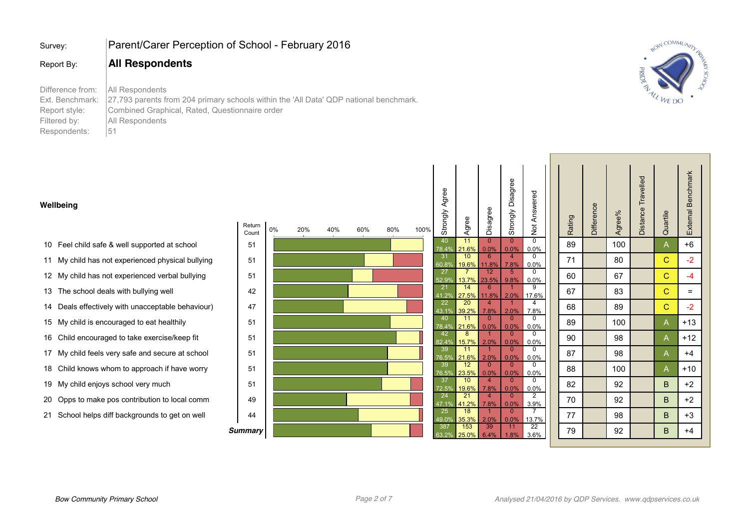Survey: Parent/Carer Perception of School - February 2016

Report By: **All Respondents**

Difference from: All Respondents
Ext. Benchmark: 27,793 parents from 204 primary schools within the 'All Data' QDP national benchmark.
Report style: Combined Graphical, Rated, Questionnaire order
Filtered by: All Respondents
Respondents: 51

## Wellbeing

| # | Question | Return Count | Strongly Agree | Agree | Disagree | Strongly Disagree | Not Answered | Rating | Difference | Agree% | Distance Travelled | Quartile | External Benchmark |
|---|---|---|---|---|---|---|---|---|---|---|---|---|---|
| 10 | Feel child safe & well supported at school | 51 | 40 (78.4%) | 11 (21.6%) | 0 (0.0%) | 0 (0.0%) | 0 (0.0%) | 89 | | 100 | | A | +6 |
| 11 | My child has not experienced physical bullying | 51 | 31 (60.8%) | 10 (19.6%) | 6 (11.8%) | 4 (7.8%) | 0 (0.0%) | 71 | | 80 | | C | -2 |
| 12 | My child has not experienced verbal bullying | 51 | 27 (52.9%) | 7 (13.7%) | 12 (23.5%) | 5 (9.8%) | 0 (0.0%) | 60 | | 67 | | C | -4 |
| 13 | The school deals with bullying well | 42 | 21 (41.2%) | 14 (27.5%) | 6 (11.8%) | 1 (2.0%) | 9 (17.6%) | 67 | | 83 | | C | = |
| 14 | Deals effectively with unacceptable behaviour) | 47 | 22 (43.1%) | 20 (39.2%) | 4 (7.8%) | 1 (2.0%) | 4 (7.8%) | 68 | | 89 | | C | -2 |
| 15 | My child is encouraged to eat healthily | 51 | 40 (78.4%) | 11 (21.6%) | 0 (0.0%) | 0 (0.0%) | 0 (0.0%) | 89 | | 100 | | A | +13 |
| 16 | Child encouraged to take exercise/keep fit | 51 | 42 (82.4%) | 8 (15.7%) | 1 (2.0%) | 0 (0.0%) | 0 (0.0%) | 90 | | 98 | | A | +12 |
| 17 | My child feels very safe and secure at school | 51 | 39 (76.5%) | 11 (21.6%) | 1 (2.0%) | 0 (0.0%) | 0 (0.0%) | 87 | | 98 | | A | +4 |
| 18 | Child knows whom to approach if have worry | 51 | 39 (76.5%) | 12 (23.5%) | 0 (0.0%) | 0 (0.0%) | 0 (0.0%) | 88 | | 100 | | A | +10 |
| 19 | My child enjoys school very much | 51 | 37 (72.5%) | 10 (19.6%) | 4 (7.8%) | 0 (0.0%) | 0 (0.0%) | 82 | | 92 | | B | +2 |
| 20 | Opps to make pos contribution to local comm | 49 | 24 (47.1%) | 21 (41.2%) | 4 (7.8%) | 0 (0.0%) | 2 (3.9%) | 70 | | 92 | | B | +2 |
| 21 | School helps diff backgrounds to get on well | 44 | 25 (49.0%) | 18 (35.3%) | 1 (2.0%) | 0 (0.0%) | 7 (13.7%) | 77 | | 98 | | B | +3 |
| | ***Summary*** | | 387 (63.2%) | 153 (25.0%) | 39 (6.4%) | 11 (1.8%) | 22 (3.6%) | 79 | | 92 | | B | +4 |

*Bow Community Primary School*

*Analysed 21/04/2016 by QDP Services. www.qdpservices.co.uk*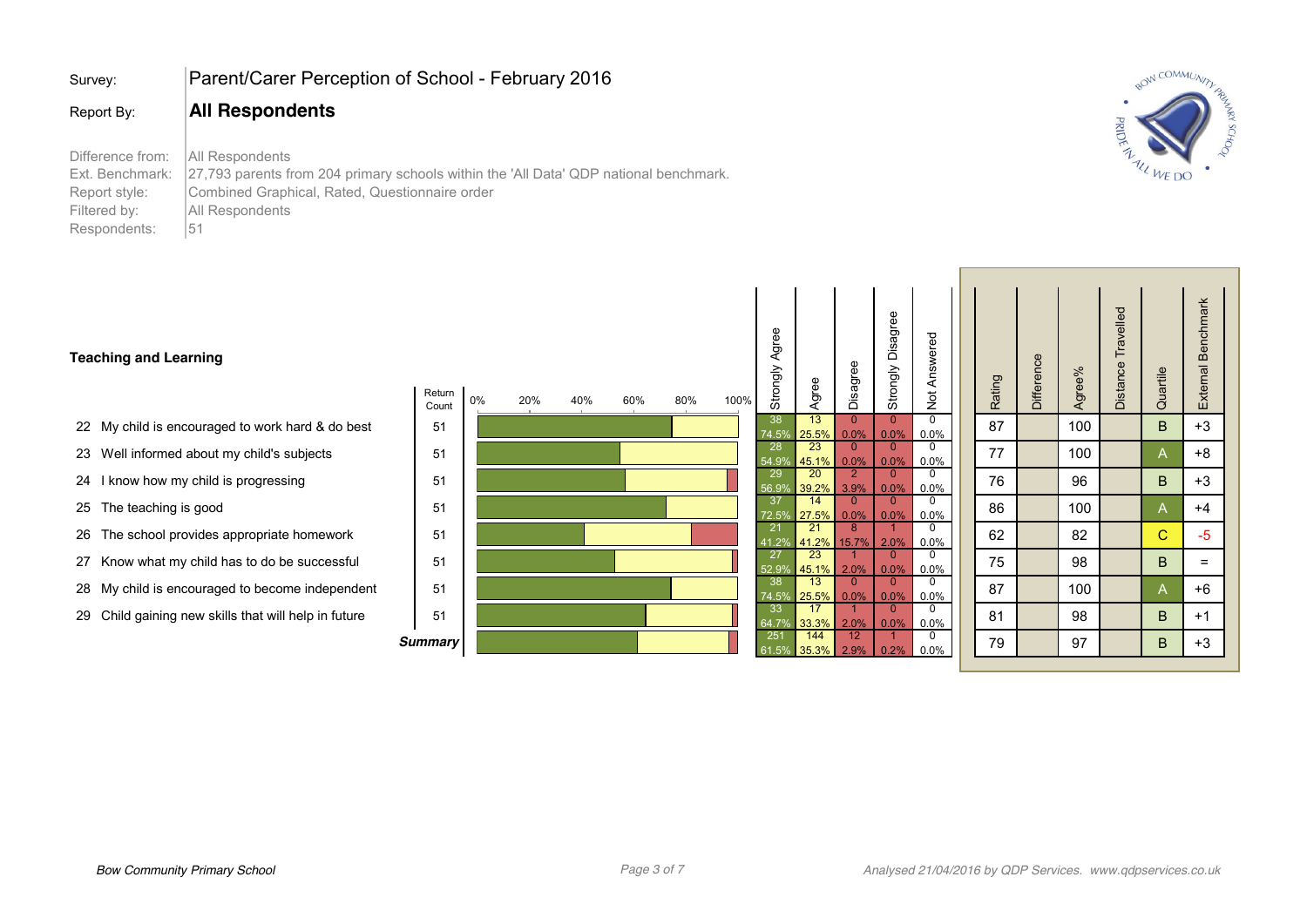| Survey: | Parent/Carer Perception of School - February 2016 |
|---|---|
| Report By: | **All Respondents** |
| Difference from: | All Respondents |
| Ext. Benchmark: | 27,793 parents from 204 primary schools within the 'All Data' QDP national benchmark. |
| Report style: | Combined Graphical, Rated, Questionnaire order |
| Filtered by: | All Respondents |
| Respondents: | 51 |

### Teaching and Learning

| | Question | Return Count | Strongly Agree | Agree | Disagree | Strongly Disagree | Not Answered | Rating | Difference | Agree% | Distance Travelled | Quartile | External Benchmark |
|---|---|---|---|---|---|---|---|---|---|---|---|---|---|
| 22 | My child is encouraged to work hard & do best | 51 | 38 74.5% | 13 25.5% | 0 0.0% | 0 0.0% | 0 0.0% | 87 | | 100 | | B | +3 |
| 23 | Well informed about my child's subjects | 51 | 28 54.9% | 23 45.1% | 0 0.0% | 0 0.0% | 0 0.0% | 77 | | 100 | | A | +8 |
| 24 | I know how my child is progressing | 51 | 29 56.9% | 20 39.2% | 2 3.9% | 0 0.0% | 0 0.0% | 76 | | 96 | | B | +3 |
| 25 | The teaching is good | 51 | 37 72.5% | 14 27.5% | 0 0.0% | 0 0.0% | 0 0.0% | 86 | | 100 | | A | +4 |
| 26 | The school provides appropriate homework | 51 | 21 41.2% | 21 41.2% | 8 15.7% | 1 2.0% | 0 0.0% | 62 | | 82 | | C | -5 |
| 27 | Know what my child has to do be successful | 51 | 27 52.9% | 23 45.1% | 1 2.0% | 0 0.0% | 0 0.0% | 75 | | 98 | | B | = |
| 28 | My child is encouraged to become independent | 51 | 38 74.5% | 13 25.5% | 0 0.0% | 0 0.0% | 0 0.0% | 87 | | 100 | | A | +6 |
| 29 | Child gaining new skills that will help in future | 51 | 33 64.7% | 17 33.3% | 1 2.0% | 0 0.0% | 0 0.0% | 81 | | 98 | | B | +1 |
| | **Summary** | | 251 61.5% | 144 35.3% | 12 2.9% | 1 0.2% | 0 0.0% | 79 | | 97 | | B | +3 |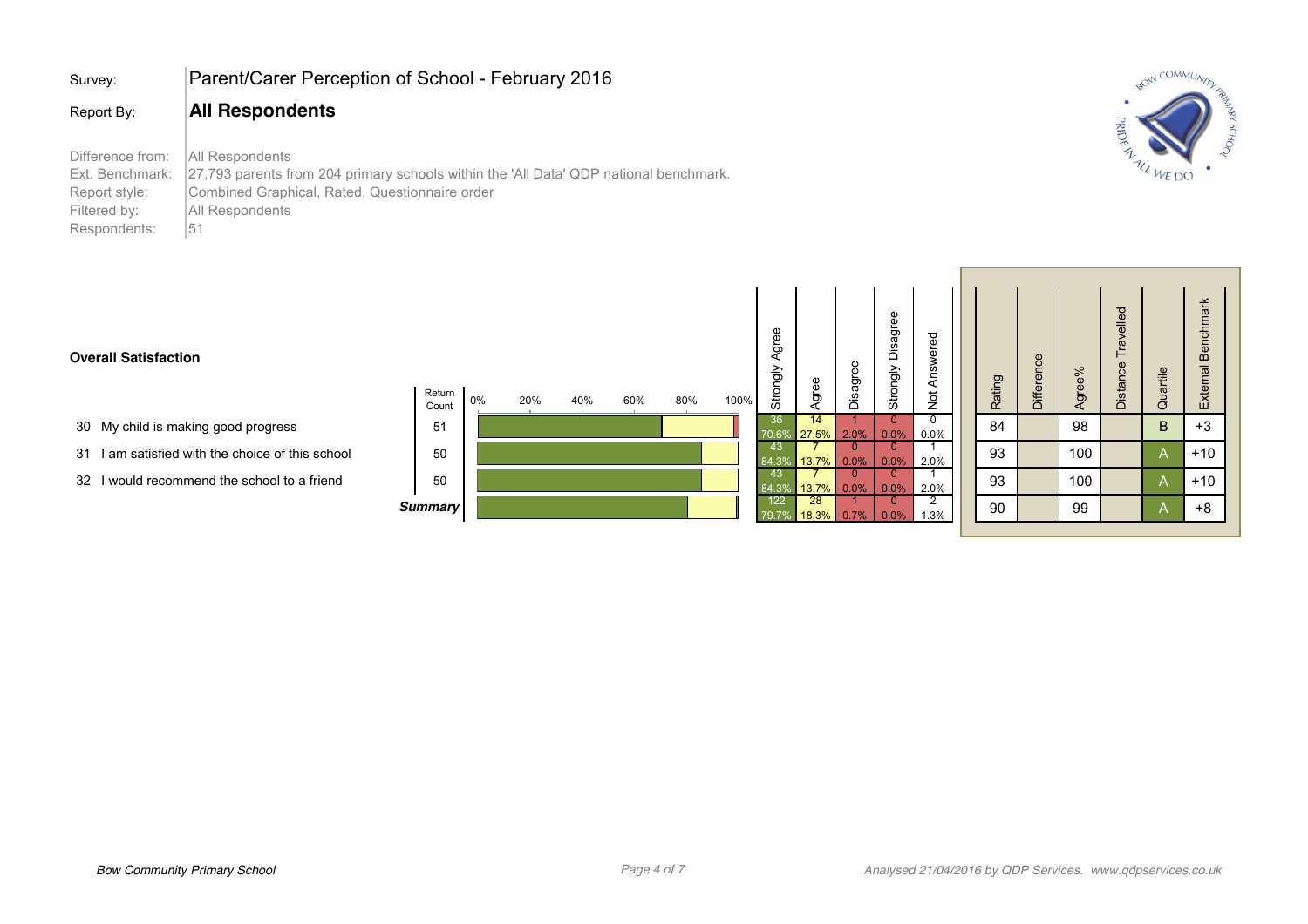| | |
|---|---|
| Survey: | Parent/Carer Perception of School - February 2016 |
| Report By: | **All Respondents** |
| Difference from: | All Respondents |
| Ext. Benchmark: | 27,793 parents from 204 primary schools within the 'All Data' QDP national benchmark. |
| Report style: | Combined Graphical, Rated, Questionnaire order |
| Filtered by: | All Respondents |
| Respondents: | 51 |

**Overall Satisfaction**

| | Question | Return Count | Strongly Agree | Agree | Disagree | Strongly Disagree | Not Answered | Rating | Difference | Agree% | Distance Travelled | Quartile | External Benchmark |
|---|---|---|---|---|---|---|---|---|---|---|---|---|---|
| 30 | My child is making good progress | 51 | 36 70.6% | 14 27.5% | 1 2.0% | 0 0.0% | 0 0.0% | 84 | | 98 | | B | +3 |
| 31 | I am satisfied with the choice of this school | 50 | 43 84.3% | 7 13.7% | 0 0.0% | 0 0.0% | 1 2.0% | 93 | | 100 | | A | +10 |
| 32 | I would recommend the school to a friend | 50 | 43 84.3% | 7 13.7% | 0 0.0% | 0 0.0% | 1 2.0% | 93 | | 100 | | A | +10 |
| | ***Summary*** | | 122 79.7% | 28 18.3% | 1 0.7% | 0 0.0% | 2 1.3% | 90 | | 99 | | A | +8 |

*Bow Community Primary School*

*Analysed 21/04/2016 by QDP Services. www.qdpservices.co.uk*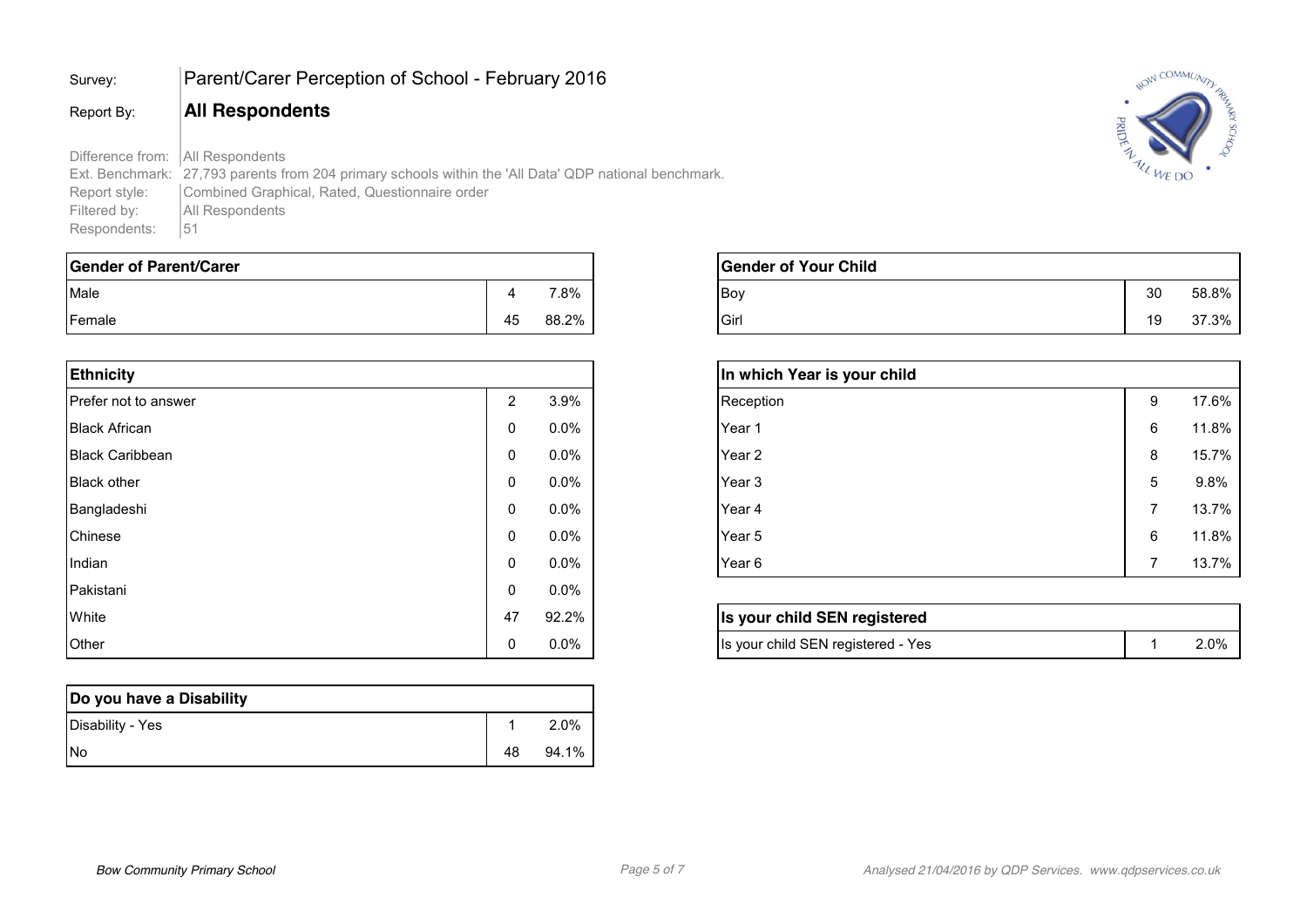| | |
|---|---|
| Survey: | Parent/Carer Perception of School - February 2016 |
| Report By: | **All Respondents** |
| Difference from: | All Respondents |
| Ext. Benchmark: | 27,793 parents from 204 primary schools within the 'All Data' QDP national benchmark. |
| Report style: | Combined Graphical, Rated, Questionnaire order |
| Filtered by: | All Respondents |
| Respondents: | 51 |

| Gender of Parent/Carer | | |
|---|---|---|
| Male | 4 | 7.8% |
| Female | 45 | 88.2% |

| Ethnicity | | |
|---|---|---|
| Prefer not to answer | 2 | 3.9% |
| Black African | 0 | 0.0% |
| Black Caribbean | 0 | 0.0% |
| Black other | 0 | 0.0% |
| Bangladeshi | 0 | 0.0% |
| Chinese | 0 | 0.0% |
| Indian | 0 | 0.0% |
| Pakistani | 0 | 0.0% |
| White | 47 | 92.2% |
| Other | 0 | 0.0% |

| Do you have a Disability | | |
|---|---|---|
| Disability - Yes | 1 | 2.0% |
| No | 48 | 94.1% |

| Gender of Your Child | | |
|---|---|---|
| Boy | 30 | 58.8% |
| Girl | 19 | 37.3% |

| In which Year is your child | | |
|---|---|---|
| Reception | 9 | 17.6% |
| Year 1 | 6 | 11.8% |
| Year 2 | 8 | 15.7% |
| Year 3 | 5 | 9.8% |
| Year 4 | 7 | 13.7% |
| Year 5 | 6 | 11.8% |
| Year 6 | 7 | 13.7% |

| Is your child SEN registered | | |
|---|---|---|
| Is your child SEN registered - Yes | 1 | 2.0% |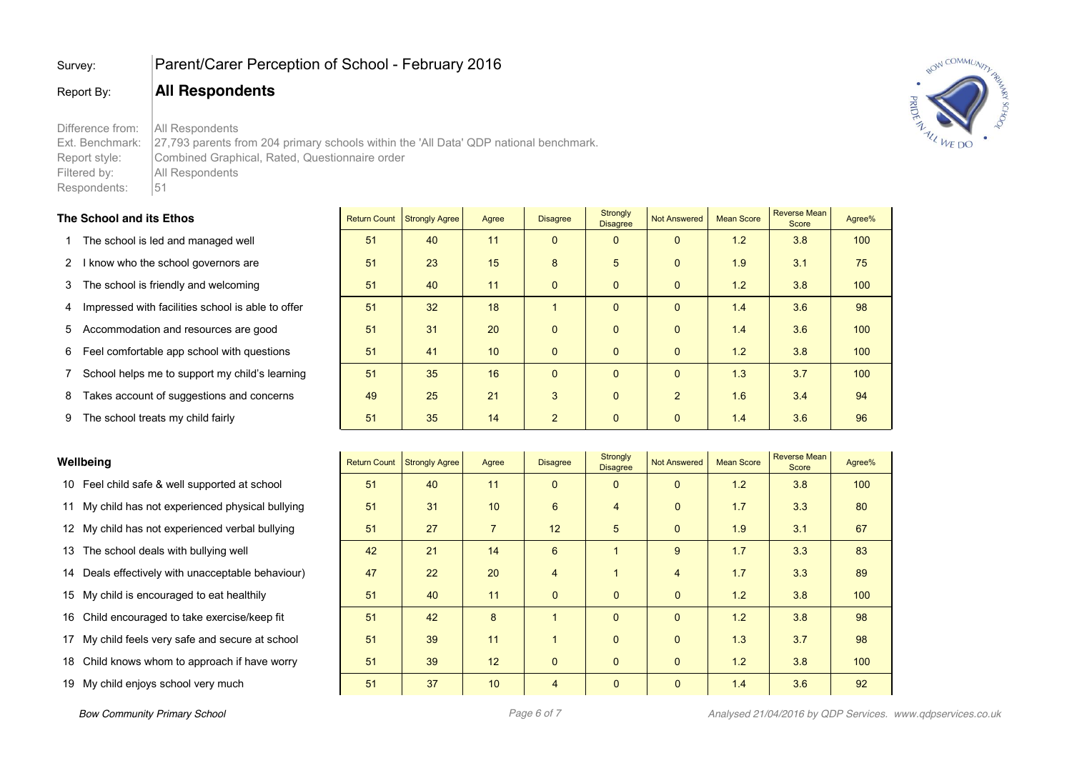Survey: **Parent/Carer Perception of School - February 2016**

Report By: **All Respondents**

Difference from: All Respondents
Ext. Benchmark: 27,793 parents from 204 primary schools within the 'All Data' QDP national benchmark.
Report style: Combined Graphical, Rated, Questionnaire order
Filtered by: All Respondents
Respondents: 51

### The School and its Ethos

| | | Return Count | Strongly Agree | Agree | Disagree | Strongly Disagree | Not Answered | Mean Score | Reverse Mean Score | Agree% |
|---|---|---|---|---|---|---|---|---|---|---|
| 1 | The school is led and managed well | 51 | 40 | 11 | 0 | 0 | 0 | 1.2 | 3.8 | 100 |
| 2 | I know who the school governors are | 51 | 23 | 15 | 8 | 5 | 0 | 1.9 | 3.1 | 75 |
| 3 | The school is friendly and welcoming | 51 | 40 | 11 | 0 | 0 | 0 | 1.2 | 3.8 | 100 |
| 4 | Impressed with facilities school is able to offer | 51 | 32 | 18 | 1 | 0 | 0 | 1.4 | 3.6 | 98 |
| 5 | Accommodation and resources are good | 51 | 31 | 20 | 0 | 0 | 0 | 1.4 | 3.6 | 100 |
| 6 | Feel comfortable app school with questions | 51 | 41 | 10 | 0 | 0 | 0 | 1.2 | 3.8 | 100 |
| 7 | School helps me to support my child's learning | 51 | 35 | 16 | 0 | 0 | 0 | 1.3 | 3.7 | 100 |
| 8 | Takes account of suggestions and concerns | 49 | 25 | 21 | 3 | 0 | 2 | 1.6 | 3.4 | 94 |
| 9 | The school treats my child fairly | 51 | 35 | 14 | 2 | 0 | 0 | 1.4 | 3.6 | 96 |

### Wellbeing

| | | Return Count | Strongly Agree | Agree | Disagree | Strongly Disagree | Not Answered | Mean Score | Reverse Mean Score | Agree% |
|---|---|---|---|---|---|---|---|---|---|---|
| 10 | Feel child safe & well supported at school | 51 | 40 | 11 | 0 | 0 | 0 | 1.2 | 3.8 | 100 |
| 11 | My child has not experienced physical bullying | 51 | 31 | 10 | 6 | 4 | 0 | 1.7 | 3.3 | 80 |
| 12 | My child has not experienced verbal bullying | 51 | 27 | 7 | 12 | 5 | 0 | 1.9 | 3.1 | 67 |
| 13 | The school deals with bullying well | 42 | 21 | 14 | 6 | 1 | 9 | 1.7 | 3.3 | 83 |
| 14 | Deals effectively with unacceptable behaviour) | 47 | 22 | 20 | 4 | 1 | 4 | 1.7 | 3.3 | 89 |
| 15 | My child is encouraged to eat healthily | 51 | 40 | 11 | 0 | 0 | 0 | 1.2 | 3.8 | 100 |
| 16 | Child encouraged to take exercise/keep fit | 51 | 42 | 8 | 1 | 0 | 0 | 1.2 | 3.8 | 98 |
| 17 | My child feels very safe and secure at school | 51 | 39 | 11 | 1 | 0 | 0 | 1.3 | 3.7 | 98 |
| 18 | Child knows whom to approach if have worry | 51 | 39 | 12 | 0 | 0 | 0 | 1.2 | 3.8 | 100 |
| 19 | My child enjoys school very much | 51 | 37 | 10 | 4 | 0 | 0 | 1.4 | 3.6 | 92 |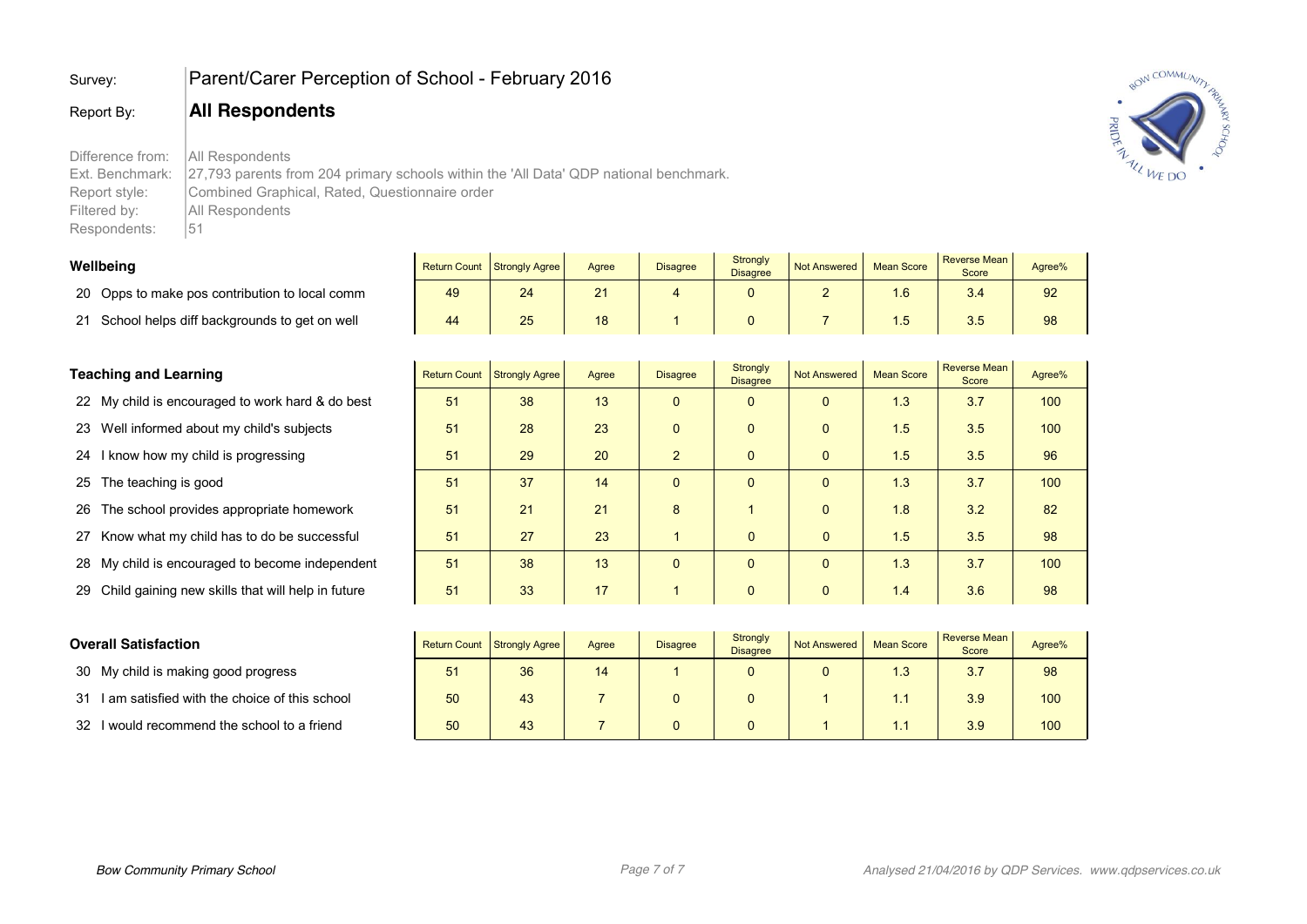Survey: Parent/Carer Perception of School - February 2016

Report By: **All Respondents**

Difference from: All Respondents
Ext. Benchmark: 27,793 parents from 204 primary schools within the 'All Data' QDP national benchmark.
Report style: Combined Graphical, Rated, Questionnaire order
Filtered by: All Respondents
Respondents: 51

### Wellbeing

| | Return Count | Strongly Agree | Agree | Disagree | Strongly Disagree | Not Answered | Mean Score | Reverse Mean Score | Agree% |
|---|---|---|---|---|---|---|---|---|---|
| 20 Opps to make pos contribution to local comm | 49 | 24 | 21 | 4 | 0 | 2 | 1.6 | 3.4 | 92 |
| 21 School helps diff backgrounds to get on well | 44 | 25 | 18 | 1 | 0 | 7 | 1.5 | 3.5 | 98 |

### Teaching and Learning

| | Return Count | Strongly Agree | Agree | Disagree | Strongly Disagree | Not Answered | Mean Score | Reverse Mean Score | Agree% |
|---|---|---|---|---|---|---|---|---|---|
| 22 My child is encouraged to work hard & do best | 51 | 38 | 13 | 0 | 0 | 0 | 1.3 | 3.7 | 100 |
| 23 Well informed about my child's subjects | 51 | 28 | 23 | 0 | 0 | 0 | 1.5 | 3.5 | 100 |
| 24 I know how my child is progressing | 51 | 29 | 20 | 2 | 0 | 0 | 1.5 | 3.5 | 96 |
| 25 The teaching is good | 51 | 37 | 14 | 0 | 0 | 0 | 1.3 | 3.7 | 100 |
| 26 The school provides appropriate homework | 51 | 21 | 21 | 8 | 1 | 0 | 1.8 | 3.2 | 82 |
| 27 Know what my child has to do be successful | 51 | 27 | 23 | 1 | 0 | 0 | 1.5 | 3.5 | 98 |
| 28 My child is encouraged to become independent | 51 | 38 | 13 | 0 | 0 | 0 | 1.3 | 3.7 | 100 |
| 29 Child gaining new skills that will help in future | 51 | 33 | 17 | 1 | 0 | 0 | 1.4 | 3.6 | 98 |

### Overall Satisfaction

| | Return Count | Strongly Agree | Agree | Disagree | Strongly Disagree | Not Answered | Mean Score | Reverse Mean Score | Agree% |
|---|---|---|---|---|---|---|---|---|---|
| 30 My child is making good progress | 51 | 36 | 14 | 1 | 0 | 0 | 1.3 | 3.7 | 98 |
| 31 I am satisfied with the choice of this school | 50 | 43 | 7 | 0 | 0 | 1 | 1.1 | 3.9 | 100 |
| 32 I would recommend the school to a friend | 50 | 43 | 7 | 0 | 0 | 1 | 1.1 | 3.9 | 100 |